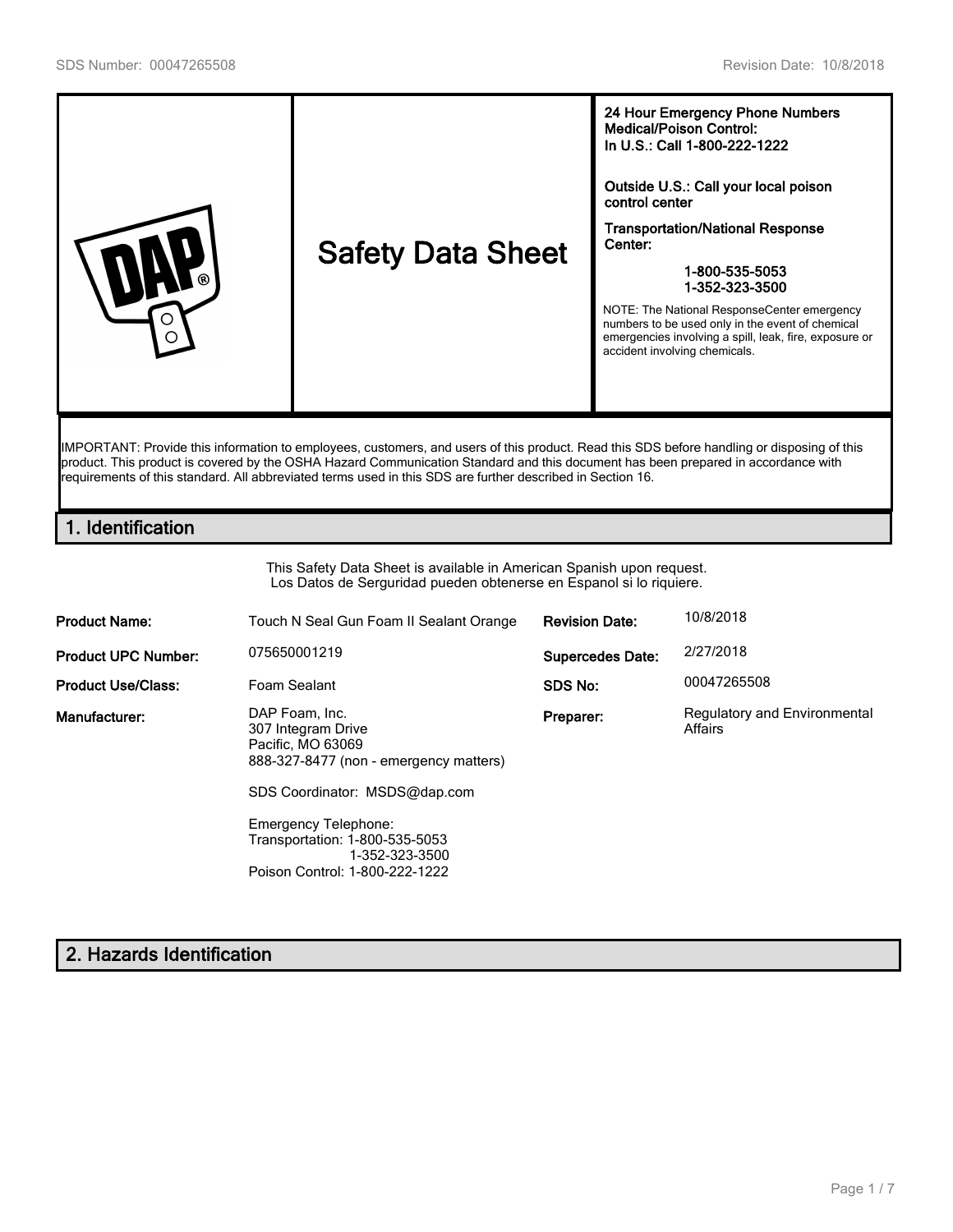| | Safety Data Sheet | **24 Hour Emergency Phone Numbers**<br>**Medical/Poison Control:**<br>**In U.S.: Call 1-800-222-1222**<br><br>**Outside U.S.: Call your local poison control center**<br><br>**Transportation/National Response Center:**<br><br>**1-800-535-5053**<br>**1-352-323-3500**<br><br>NOTE: The National ResponseCenter emergency numbers to be used only in the event of chemical emergencies involving a spill, leak, fire, exposure or accident involving chemicals. |
|---|---|---|

IMPORTANT: Provide this information to employees, customers, and users of this product. Read this SDS before handling or disposing of this product. This product is covered by the OSHA Hazard Communication Standard and this document has been prepared in accordance with requirements of this standard. All abbreviated terms used in this SDS are further described in Section 16.

## 1. Identification

This Safety Data Sheet is available in American Spanish upon request.
Los Datos de Serguridad pueden obtenerse en Espanol si lo riquiere.

| | | | |
|---|---|---|---|
| **Product Name:** | Touch N Seal Gun Foam II Sealant Orange | **Revision Date:** | 10/8/2018 |
| **Product UPC Number:** | 075650001219 | **Supercedes Date:** | 2/27/2018 |
| **Product Use/Class:** | Foam Sealant | **SDS No:** | 00047265508 |
| **Manufacturer:** | DAP Foam, Inc.<br>307 Integram Drive<br>Pacific, MO 63069<br>888-327-8477 (non - emergency matters)<br><br>SDS Coordinator: MSDS@dap.com<br><br>Emergency Telephone:<br>Transportation: 1-800-535-5053<br>1-352-323-3500<br>Poison Control: 1-800-222-1222 | **Preparer:** | Regulatory and Environmental Affairs |

## 2. Hazards Identification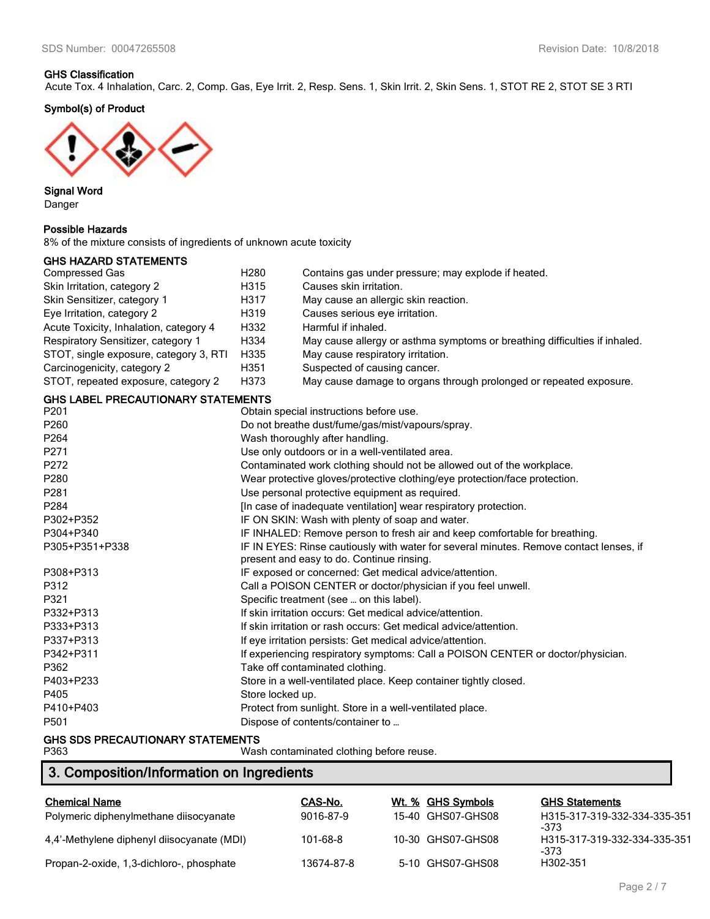**GHS Classification**

Acute Tox. 4 Inhalation, Carc. 2, Comp. Gas, Eye Irrit. 2, Resp. Sens. 1, Skin Irrit. 2, Skin Sens. 1, STOT RE 2, STOT SE 3 RTI

**Symbol(s) of Product**

**Signal Word**

Danger

**Possible Hazards**

8% of the mixture consists of ingredients of unknown acute toxicity

**GHS HAZARD STATEMENTS**

| | | |
|---|---|---|
| Compressed Gas | H280 | Contains gas under pressure; may explode if heated. |
| Skin Irritation, category 2 | H315 | Causes skin irritation. |
| Skin Sensitizer, category 1 | H317 | May cause an allergic skin reaction. |
| Eye Irritation, category 2 | H319 | Causes serious eye irritation. |
| Acute Toxicity, Inhalation, category 4 | H332 | Harmful if inhaled. |
| Respiratory Sensitizer, category 1 | H334 | May cause allergy or asthma symptoms or breathing difficulties if inhaled. |
| STOT, single exposure, category 3, RTI | H335 | May cause respiratory irritation. |
| Carcinogenicity, category 2 | H351 | Suspected of causing cancer. |
| STOT, repeated exposure, category 2 | H373 | May cause damage to organs through prolonged or repeated exposure. |

**GHS LABEL PRECAUTIONARY STATEMENTS**

| | |
|---|---|
| P201 | Obtain special instructions before use. |
| P260 | Do not breathe dust/fume/gas/mist/vapours/spray. |
| P264 | Wash thoroughly after handling. |
| P271 | Use only outdoors or in a well-ventilated area. |
| P272 | Contaminated work clothing should not be allowed out of the workplace. |
| P280 | Wear protective gloves/protective clothing/eye protection/face protection. |
| P281 | Use personal protective equipment as required. |
| P284 | [In case of inadequate ventilation] wear respiratory protection. |
| P302+P352 | IF ON SKIN: Wash with plenty of soap and water. |
| P304+P340 | IF INHALED: Remove person to fresh air and keep comfortable for breathing. |
| P305+P351+P338 | IF IN EYES: Rinse cautiously with water for several minutes. Remove contact lenses, if present and easy to do. Continue rinsing. |
| P308+P313 | IF exposed or concerned: Get medical advice/attention. |
| P312 | Call a POISON CENTER or doctor/physician if you feel unwell. |
| P321 | Specific treatment (see … on this label). |
| P332+P313 | If skin irritation occurs: Get medical advice/attention. |
| P333+P313 | If skin irritation or rash occurs: Get medical advice/attention. |
| P337+P313 | If eye irritation persists: Get medical advice/attention. |
| P342+P311 | If experiencing respiratory symptoms: Call a POISON CENTER or doctor/physician. |
| P362 | Take off contaminated clothing. |
| P403+P233 | Store in a well-ventilated place. Keep container tightly closed. |
| P405 | Store locked up. |
| P410+P403 | Protect from sunlight. Store in a well-ventilated place. |
| P501 | Dispose of contents/container to … |

**GHS SDS PRECAUTIONARY STATEMENTS**

| | |
|---|---|
| P363 | Wash contaminated clothing before reuse. |

## 3. Composition/Information on Ingredients

| Chemical Name | CAS-No. | Wt. % | GHS Symbols | GHS Statements |
|---|---|---|---|---|
| Polymeric diphenylmethane diisocyanate | 9016-87-9 | 15-40 | GHS07-GHS08 | H315-317-319-332-334-335-351-373 |
| 4,4'-Methylene diphenyl diisocyanate (MDI) | 101-68-8 | 10-30 | GHS07-GHS08 | H315-317-319-332-334-335-351-373 |
| Propan-2-oxide, 1,3-dichloro-, phosphate | 13674-87-8 | 5-10 | GHS07-GHS08 | H302-351 |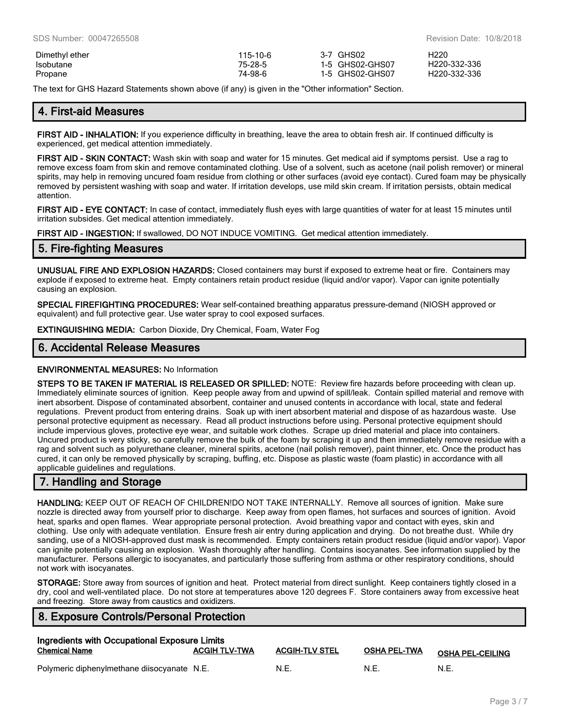| | | | |
|---|---|---|---|
| Dimethyl ether | 115-10-6 | 3-7 GHS02 | H220 |
| Isobutane | 75-28-5 | 1-5 GHS02-GHS07 | H220-332-336 |
| Propane | 74-98-6 | 1-5 GHS02-GHS07 | H220-332-336 |

The text for GHS Hazard Statements shown above (if any) is given in the "Other information" Section.

## 4. First-aid Measures

**FIRST AID - INHALATION:** If you experience difficulty in breathing, leave the area to obtain fresh air. If continued difficulty is experienced, get medical attention immediately.

**FIRST AID - SKIN CONTACT:** Wash skin with soap and water for 15 minutes. Get medical aid if symptoms persist. Use a rag to remove excess foam from skin and remove contaminated clothing. Use of a solvent, such as acetone (nail polish remover) or mineral spirits, may help in removing uncured foam residue from clothing or other surfaces (avoid eye contact). Cured foam may be physically removed by persistent washing with soap and water. If irritation develops, use mild skin cream. If irritation persists, obtain medical attention.

**FIRST AID - EYE CONTACT:** In case of contact, immediately flush eyes with large quantities of water for at least 15 minutes until irritation subsides. Get medical attention immediately.

**FIRST AID - INGESTION:** If swallowed, DO NOT INDUCE VOMITING. Get medical attention immediately.

## 5. Fire-fighting Measures

**UNUSUAL FIRE AND EXPLOSION HAZARDS:** Closed containers may burst if exposed to extreme heat or fire. Containers may explode if exposed to extreme heat. Empty containers retain product residue (liquid and/or vapor). Vapor can ignite potentially causing an explosion.

**SPECIAL FIREFIGHTING PROCEDURES:** Wear self-contained breathing apparatus pressure-demand (NIOSH approved or equivalent) and full protective gear. Use water spray to cool exposed surfaces.

**EXTINGUISHING MEDIA:** Carbon Dioxide, Dry Chemical, Foam, Water Fog

## 6. Accidental Release Measures

**ENVIRONMENTAL MEASURES:** No Information

**STEPS TO BE TAKEN IF MATERIAL IS RELEASED OR SPILLED:** NOTE: Review fire hazards before proceeding with clean up. Immediately eliminate sources of ignition. Keep people away from and upwind of spill/leak. Contain spilled material and remove with inert absorbent. Dispose of contaminated absorbent, container and unused contents in accordance with local, state and federal regulations. Prevent product from entering drains. Soak up with inert absorbent material and dispose of as hazardous waste. Use personal protective equipment as necessary. Read all product instructions before using. Personal protective equipment should include impervious gloves, protective eye wear, and suitable work clothes. Scrape up dried material and place into containers. Uncured product is very sticky, so carefully remove the bulk of the foam by scraping it up and then immediately remove residue with a rag and solvent such as polyurethane cleaner, mineral spirits, acetone (nail polish remover), paint thinner, etc. Once the product has cured, it can only be removed physically by scraping, buffing, etc. Dispose as plastic waste (foam plastic) in accordance with all applicable guidelines and regulations.

## 7. Handling and Storage

**HANDLING:** KEEP OUT OF REACH OF CHILDREN!DO NOT TAKE INTERNALLY. Remove all sources of ignition. Make sure nozzle is directed away from yourself prior to discharge. Keep away from open flames, hot surfaces and sources of ignition. Avoid heat, sparks and open flames. Wear appropriate personal protection. Avoid breathing vapor and contact with eyes, skin and clothing. Use only with adequate ventilation. Ensure fresh air entry during application and drying. Do not breathe dust. While dry sanding, use of a NIOSH-approved dust mask is recommended. Empty containers retain product residue (liquid and/or vapor). Vapor can ignite potentially causing an explosion. Wash thoroughly after handling. Contains isocyanates. See information supplied by the manufacturer. Persons allergic to isocyanates, and particularly those suffering from asthma or other respiratory conditions, should not work with isocyanates.

**STORAGE:** Store away from sources of ignition and heat. Protect material from direct sunlight. Keep containers tightly closed in a dry, cool and well-ventilated place. Do not store at temperatures above 120 degrees F. Store containers away from excessive heat and freezing. Store away from caustics and oxidizers.

## 8. Exposure Controls/Personal Protection

**Ingredients with Occupational Exposure Limits**

| Chemical Name | ACGIH TLV-TWA | ACGIH-TLV STEL | OSHA PEL-TWA | OSHA PEL-CEILING |
|---|---|---|---|---|
| Polymeric diphenylmethane diisocyanate | N.E. | N.E. | N.E. | N.E. |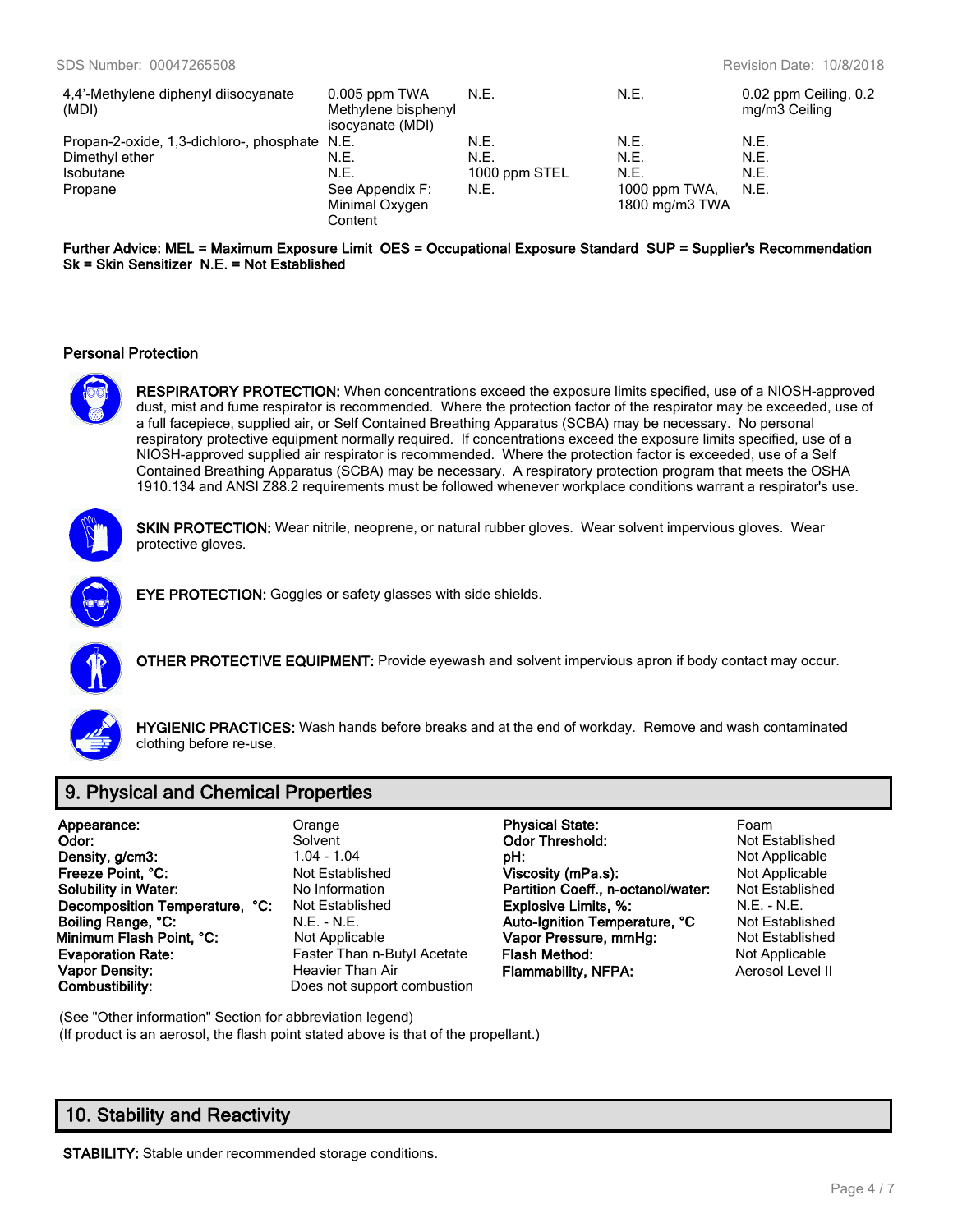| | | | | |
|---|---|---|---|---|
| 4,4'-Methylene diphenyl diisocyanate (MDI) | 0.005 ppm TWA Methylene bisphenyl isocyanate (MDI) | N.E. | N.E. | 0.02 ppm Ceiling, 0.2 mg/m3 Ceiling |
| Propan-2-oxide, 1,3-dichloro-, phosphate | N.E. | N.E. | N.E. | N.E. |
| Dimethyl ether | N.E. | N.E. | N.E. | N.E. |
| Isobutane | N.E. | 1000 ppm STEL | N.E. | N.E. |
| Propane | See Appendix F: Minimal Oxygen Content | N.E. | 1000 ppm TWA, 1800 mg/m3 TWA | N.E. |

**Further Advice: MEL = Maximum Exposure Limit OES = Occupational Exposure Standard SUP = Supplier's Recommendation Sk = Skin Sensitizer N.E. = Not Established**

### Personal Protection

**RESPIRATORY PROTECTION:** When concentrations exceed the exposure limits specified, use of a NIOSH-approved dust, mist and fume respirator is recommended. Where the protection factor of the respirator may be exceeded, use of a full facepiece, supplied air, or Self Contained Breathing Apparatus (SCBA) may be necessary. No personal respiratory protective equipment normally required. If concentrations exceed the exposure limits specified, use of a NIOSH-approved supplied air respirator is recommended. Where the protection factor is exceeded, use of a Self Contained Breathing Apparatus (SCBA) may be necessary. A respiratory protection program that meets the OSHA 1910.134 and ANSI Z88.2 requirements must be followed whenever workplace conditions warrant a respirator's use.

**SKIN PROTECTION:** Wear nitrile, neoprene, or natural rubber gloves. Wear solvent impervious gloves. Wear protective gloves.

**EYE PROTECTION:** Goggles or safety glasses with side shields.

**OTHER PROTECTIVE EQUIPMENT:** Provide eyewash and solvent impervious apron if body contact may occur.

**HYGIENIC PRACTICES:** Wash hands before breaks and at the end of workday. Remove and wash contaminated clothing before re-use.

## 9. Physical and Chemical Properties

| | | | |
|---|---|---|---|
| **Appearance:** | Orange | **Physical State:** | Foam |
| **Odor:** | Solvent | **Odor Threshold:** | Not Established |
| **Density, g/cm3:** | 1.04 - 1.04 | **pH:** | Not Applicable |
| **Freeze Point, °C:** | Not Established | **Viscosity (mPa.s):** | Not Applicable |
| **Solubility in Water:** | No Information | **Partition Coeff., n-octanol/water:** | Not Established |
| **Decomposition Temperature, °C:** | Not Established | **Explosive Limits, %:** | N.E. - N.E. |
| **Boiling Range, °C:** | N.E. - N.E. | **Auto-Ignition Temperature, °C** | Not Established |
| **Minimum Flash Point, °C:** | Not Applicable | **Vapor Pressure, mmHg:** | Not Established |
| **Evaporation Rate:** | Faster Than n-Butyl Acetate | **Flash Method:** | Not Applicable |
| **Vapor Density:** | Heavier Than Air | **Flammability, NFPA:** | Aerosol Level II |
| **Combustibility:** | Does not support combustion | | |

(See "Other information" Section for abbreviation legend)
(If product is an aerosol, the flash point stated above is that of the propellant.)

## 10. Stability and Reactivity

**STABILITY:** Stable under recommended storage conditions.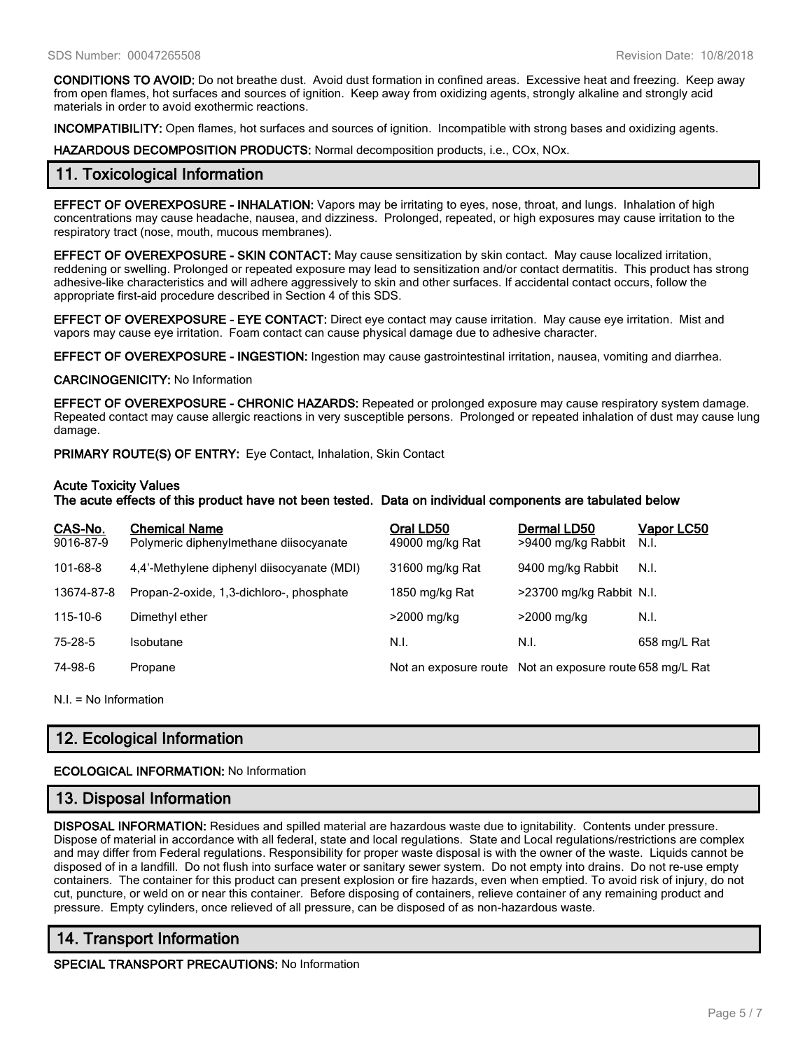**CONDITIONS TO AVOID:** Do not breathe dust. Avoid dust formation in confined areas. Excessive heat and freezing. Keep away from open flames, hot surfaces and sources of ignition. Keep away from oxidizing agents, strongly alkaline and strongly acid materials in order to avoid exothermic reactions.

**INCOMPATIBILITY:** Open flames, hot surfaces and sources of ignition. Incompatible with strong bases and oxidizing agents.

**HAZARDOUS DECOMPOSITION PRODUCTS:** Normal decomposition products, i.e., COx, NOx.

## 11. Toxicological Information

**EFFECT OF OVEREXPOSURE - INHALATION:** Vapors may be irritating to eyes, nose, throat, and lungs. Inhalation of high concentrations may cause headache, nausea, and dizziness. Prolonged, repeated, or high exposures may cause irritation to the respiratory tract (nose, mouth, mucous membranes).

**EFFECT OF OVEREXPOSURE - SKIN CONTACT:** May cause sensitization by skin contact. May cause localized irritation, reddening or swelling. Prolonged or repeated exposure may lead to sensitization and/or contact dermatitis. This product has strong adhesive-like characteristics and will adhere aggressively to skin and other surfaces. If accidental contact occurs, follow the appropriate first-aid procedure described in Section 4 of this SDS.

**EFFECT OF OVEREXPOSURE - EYE CONTACT:** Direct eye contact may cause irritation. May cause eye irritation. Mist and vapors may cause eye irritation. Foam contact can cause physical damage due to adhesive character.

**EFFECT OF OVEREXPOSURE - INGESTION:** Ingestion may cause gastrointestinal irritation, nausea, vomiting and diarrhea.

**CARCINOGENICITY:** No Information

**EFFECT OF OVEREXPOSURE - CHRONIC HAZARDS:** Repeated or prolonged exposure may cause respiratory system damage. Repeated contact may cause allergic reactions in very susceptible persons. Prolonged or repeated inhalation of dust may cause lung damage.

**PRIMARY ROUTE(S) OF ENTRY:** Eye Contact, Inhalation, Skin Contact

**Acute Toxicity Values**
**The acute effects of this product have not been tested. Data on individual components are tabulated below**

| CAS-No. | Chemical Name | Oral LD50 | Dermal LD50 | Vapor LC50 |
|---|---|---|---|---|
| 9016-87-9 | Polymeric diphenylmethane diisocyanate | 49000 mg/kg Rat | >9400 mg/kg Rabbit | N.I. |
| 101-68-8 | 4,4'-Methylene diphenyl diisocyanate (MDI) | 31600 mg/kg Rat | 9400 mg/kg Rabbit | N.I. |
| 13674-87-8 | Propan-2-oxide, 1,3-dichloro-, phosphate | 1850 mg/kg Rat | >23700 mg/kg Rabbit | N.I. |
| 115-10-6 | Dimethyl ether | >2000 mg/kg | >2000 mg/kg | N.I. |
| 75-28-5 | Isobutane | N.I. | N.I. | 658 mg/L Rat |
| 74-98-6 | Propane | Not an exposure route | Not an exposure route | 658 mg/L Rat |

N.I. = No Information

## 12. Ecological Information

**ECOLOGICAL INFORMATION:** No Information

## 13. Disposal Information

**DISPOSAL INFORMATION:** Residues and spilled material are hazardous waste due to ignitability. Contents under pressure. Dispose of material in accordance with all federal, state and local regulations. State and Local regulations/restrictions are complex and may differ from Federal regulations. Responsibility for proper waste disposal is with the owner of the waste. Liquids cannot be disposed of in a landfill. Do not flush into surface water or sanitary sewer system. Do not empty into drains. Do not re-use empty containers. The container for this product can present explosion or fire hazards, even when emptied. To avoid risk of injury, do not cut, puncture, or weld on or near this container. Before disposing of containers, relieve container of any remaining product and pressure. Empty cylinders, once relieved of all pressure, can be disposed of as non-hazardous waste.

## 14. Transport Information

**SPECIAL TRANSPORT PRECAUTIONS:** No Information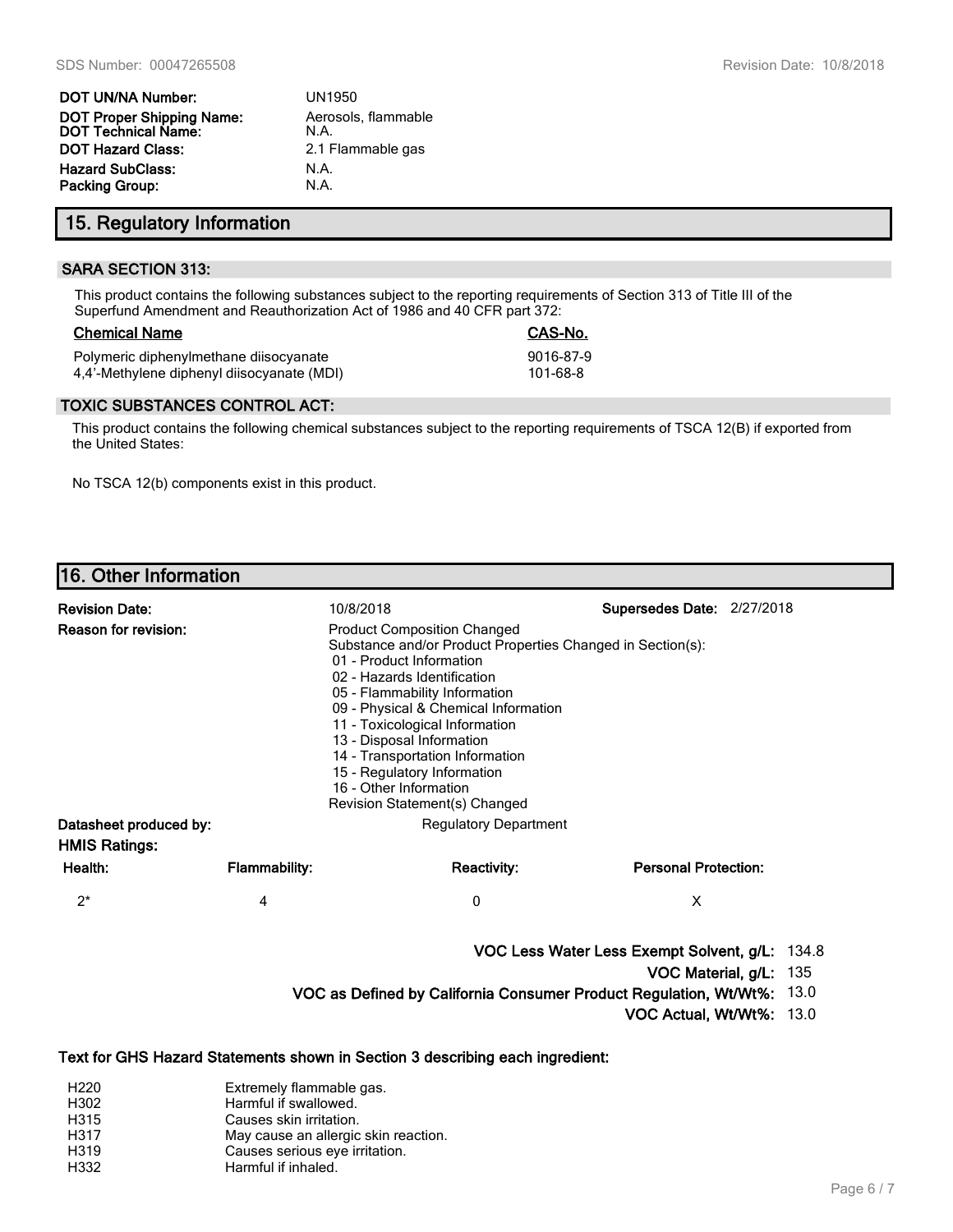| | |
|---|---|
| **DOT UN/NA Number:** | UN1950 |
| **DOT Proper Shipping Name:** | Aerosols, flammable |
| **DOT Technical Name:** | N.A. |
| **DOT Hazard Class:** | 2.1 Flammable gas |
| **Hazard SubClass:** | N.A. |
| **Packing Group:** | N.A. |

## 15. Regulatory Information

### SARA SECTION 313:

This product contains the following substances subject to the reporting requirements of Section 313 of Title III of the Superfund Amendment and Reauthorization Act of 1986 and 40 CFR part 372:

| Chemical Name | CAS-No. |
|---|---|
| Polymeric diphenylmethane diisocyanate | 9016-87-9 |
| 4,4'-Methylene diphenyl diisocyanate (MDI) | 101-68-8 |

### TOXIC SUBSTANCES CONTROL ACT:

This product contains the following chemical substances subject to the reporting requirements of TSCA 12(B) if exported from the United States:

No TSCA 12(b) components exist in this product.

## 16. Other Information

**Revision Date:** 10/8/2018 **Supersedes Date:** 2/27/2018

**Reason for revision:** Product Composition Changed
Substance and/or Product Properties Changed in Section(s):
- 01 - Product Information
- 02 - Hazards Identification
- 05 - Flammability Information
- 09 - Physical & Chemical Information
- 11 - Toxicological Information
- 13 - Disposal Information
- 14 - Transportation Information
- 15 - Regulatory Information
- 16 - Other Information

Revision Statement(s) Changed

**Datasheet produced by:** Regulatory Department

**HMIS Ratings:**

| Health: | Flammability: | Reactivity: | Personal Protection: |
|---|---|---|---|
| 2* | 4 | 0 | X |

**VOC Less Water Less Exempt Solvent, g/L:** 134.8
**VOC Material, g/L:** 135
**VOC as Defined by California Consumer Product Regulation, Wt/Wt%:** 13.0
**VOC Actual, Wt/Wt%:** 13.0

**Text for GHS Hazard Statements shown in Section 3 describing each ingredient:**

| | |
|---|---|
| H220 | Extremely flammable gas. |
| H302 | Harmful if swallowed. |
| H315 | Causes skin irritation. |
| H317 | May cause an allergic skin reaction. |
| H319 | Causes serious eye irritation. |
| H332 | Harmful if inhaled. |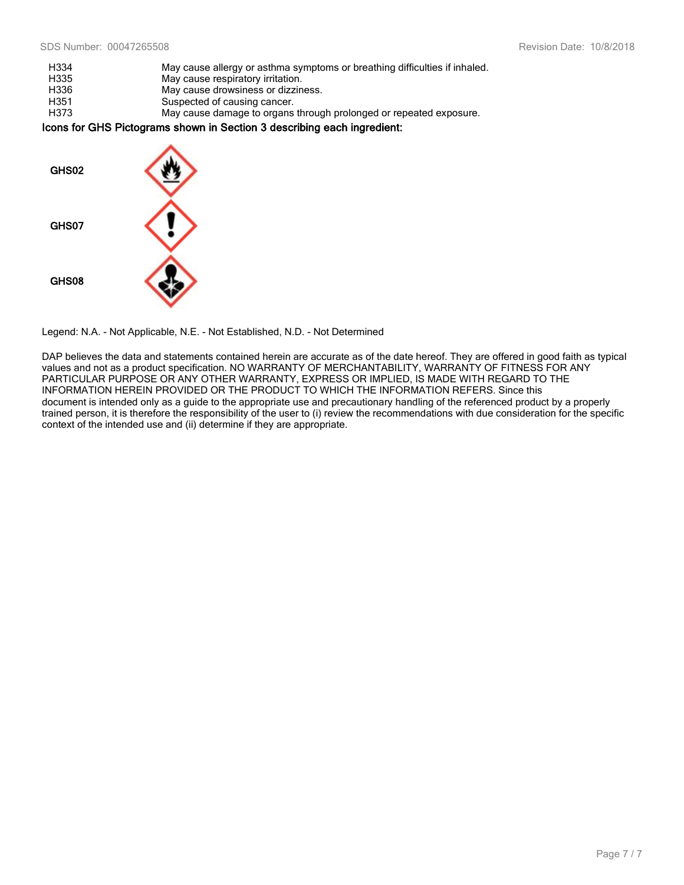| | |
|---|---|
| H334 | May cause allergy or asthma symptoms or breathing difficulties if inhaled. |
| H335 | May cause respiratory irritation. |
| H336 | May cause drowsiness or dizziness. |
| H351 | Suspected of causing cancer. |
| H373 | May cause damage to organs through prolonged or repeated exposure. |

**Icons for GHS Pictograms shown in Section 3 describing each ingredient:**

GHS02

GHS07

GHS08

Legend: N.A. - Not Applicable, N.E. - Not Established, N.D. - Not Determined

DAP believes the data and statements contained herein are accurate as of the date hereof. They are offered in good faith as typical values and not as a product specification. NO WARRANTY OF MERCHANTABILITY, WARRANTY OF FITNESS FOR ANY PARTICULAR PURPOSE OR ANY OTHER WARRANTY, EXPRESS OR IMPLIED, IS MADE WITH REGARD TO THE INFORMATION HEREIN PROVIDED OR THE PRODUCT TO WHICH THE INFORMATION REFERS. Since this document is intended only as a guide to the appropriate use and precautionary handling of the referenced product by a properly trained person, it is therefore the responsibility of the user to (i) review the recommendations with due consideration for the specific context of the intended use and (ii) determine if they are appropriate.